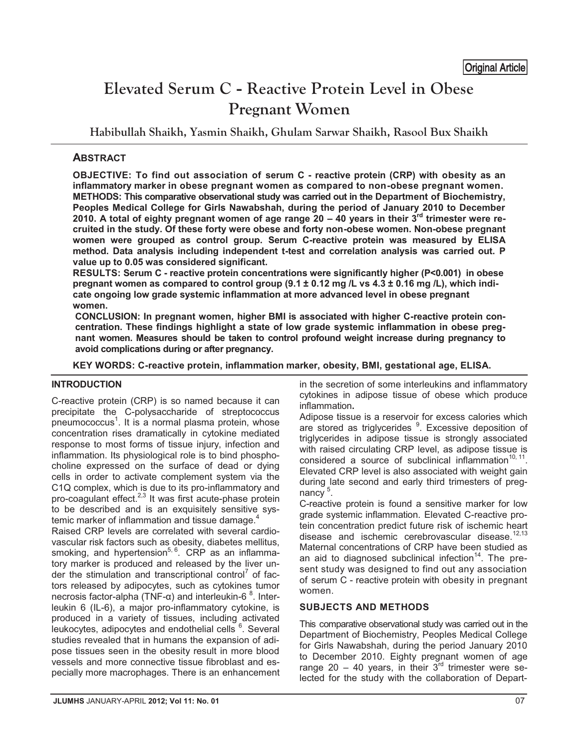Original Article

# Elevated Serum C - Reactive Protein Level in Obese Pregnant Women

**Habibullah Shaikh, Yasmin Shaikh, Ghulam Sarwar Shaikh, Rasool Bux Shaikh**

## ABSTRACT

**OBJECTIVE: To find out association of serum C - reactive protein (CRP) with obesity as an inflammatory marker in obese pregnant women as compared to non-obese pregnant women.**
**METHODS: This comparative observational study was carried out in the Department of Biochemistry, Peoples Medical College for Girls Nawabshah, during the period of January 2010 to December 2010. A total of eighty pregnant women of age range 20 – 40 years in their 3rd trimester were recruited in the study. Of these forty were obese and forty non-obese women. Non-obese pregnant women were grouped as control group. Serum C-reactive protein was measured by ELISA method. Data analysis including independent t-test and correlation analysis was carried out. P value up to 0.05 was considered significant.**

**RESULTS: Serum C - reactive protein concentrations were significantly higher ($P<0.001$) in obese pregnant women as compared to control group (9.1 ± 0.12 mg /L vs 4.3 ± 0.16 mg /L), which indicate ongoing low grade systemic inflammation at more advanced level in obese pregnant women.**

**CONCLUSION: In pregnant women, higher BMI is associated with higher C-reactive protein concentration. These findings highlight a state of low grade systemic inflammation in obese pregnant women. Measures should be taken to control profound weight increase during pregnancy to avoid complications during or after pregnancy.**

**KEY WORDS: C-reactive protein, inflammation marker, obesity, BMI, gestational age, ELISA.**

## INTRODUCTION

C-reactive protein (CRP) is so named because it can precipitate the C-polysaccharide of streptococcus pneumococcus[1]. It is a normal plasma protein, whose concentration rises dramatically in cytokine mediated response to most forms of tissue injury, infection and inflammation. Its physiological role is to bind phosphocholine expressed on the surface of dead or dying cells in order to activate complement system via the C1Q complex, which is due to its pro-inflammatory and pro-coagulant effect.[2,3] It was first acute-phase protein to be described and is an exquisitely sensitive systemic marker of inflammation and tissue damage.[4]

Raised CRP levels are correlated with several cardiovascular risk factors such as obesity, diabetes mellitus, smoking, and hypertension[5, 6]. CRP as an inflammatory marker is produced and released by the liver under the stimulation and transcriptional control[7] of factors released by adipocytes, such as cytokines tumor necrosis factor-alpha (TNF-α) and interleukin-6 [8]. Interleukin 6 (IL-6), a major pro-inflammatory cytokine, is produced in a variety of tissues, including activated leukocytes, adipocytes and endothelial cells [6]. Several studies revealed that in humans the expansion of adipose tissues seen in the obesity result in more blood vessels and more connective tissue fibroblast and especially more macrophages. There is an enhancement in the secretion of some interleukins and inflammatory cytokines in adipose tissue of obese which produce inflammation**.**

Adipose tissue is a reservoir for excess calories which are stored as triglycerides [9]. Excessive deposition of triglycerides in adipose tissue is strongly associated with raised circulating CRP level, as adipose tissue is considered a source of subclinical inflammation[10, 11]. Elevated CRP level is also associated with weight gain during late second and early third trimesters of pregnancy [5].

C-reactive protein is found a sensitive marker for low grade systemic inflammation. Elevated C-reactive protein concentration predict future risk of ischemic heart disease and ischemic cerebrovascular disease.[12,13] Maternal concentrations of CRP have been studied as an aid to diagnosed subclinical infection[14]. The present study was designed to find out any association of serum C - reactive protein with obesity in pregnant women.

## SUBJECTS AND METHODS

This comparative observational study was carried out in the Department of Biochemistry, Peoples Medical College for Girls Nawabshah, during the period January 2010 to December 2010. Eighty pregnant women of age range 20 – 40 years, in their 3rd trimester were selected for the study with the collaboration of Depart-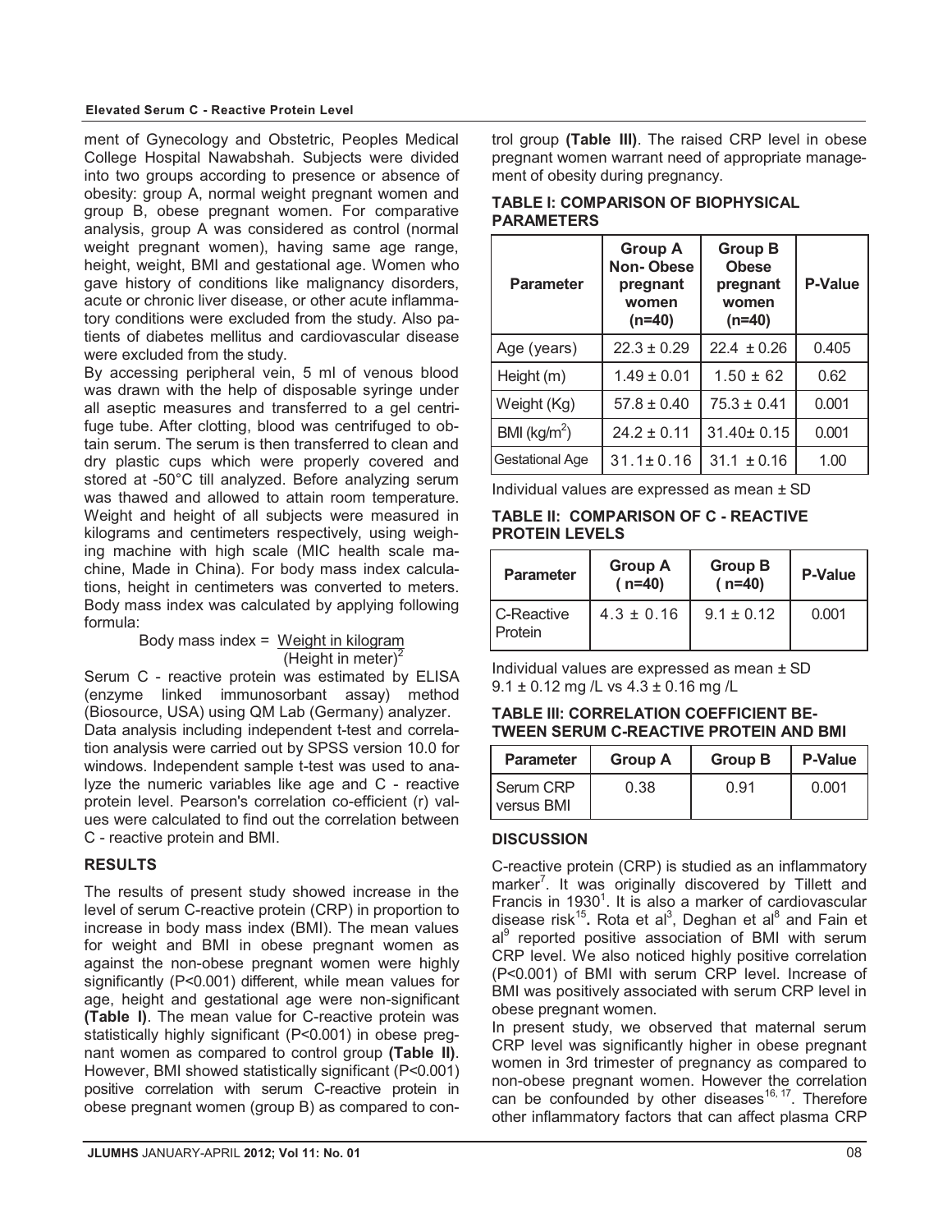ment of Gynecology and Obstetric, Peoples Medical College Hospital Nawabshah. Subjects were divided into two groups according to presence or absence of obesity: group A, normal weight pregnant women and group B, obese pregnant women. For comparative analysis, group A was considered as control (normal weight pregnant women), having same age range, height, weight, BMI and gestational age. Women who gave history of conditions like malignancy disorders, acute or chronic liver disease, or other acute inflammatory conditions were excluded from the study. Also patients of diabetes mellitus and cardiovascular disease were excluded from the study.

By accessing peripheral vein, 5 ml of venous blood was drawn with the help of disposable syringe under all aseptic measures and transferred to a gel centrifuge tube. After clotting, blood was centrifuged to obtain serum. The serum is then transferred to clean and dry plastic cups which were properly covered and stored at -50°C till analyzed. Before analyzing serum was thawed and allowed to attain room temperature. Weight and height of all subjects were measured in kilograms and centimeters respectively, using weighing machine with high scale (MIC health scale machine, Made in China). For body mass index calculations, height in centimeters was converted to meters. Body mass index was calculated by applying following formula:

$$\text{Body mass index} = \frac{\text{Weight in kilogram}}{(\text{Height in meter})^2}$$

Serum C - reactive protein was estimated by ELISA (enzyme linked immunosorbant assay) method (Biosource, USA) using QM Lab (Germany) analyzer.

Data analysis including independent t-test and correlation analysis were carried out by SPSS version 10.0 for windows. Independent sample t-test was used to analyze the numeric variables like age and C - reactive protein level. Pearson's correlation co-efficient (r) values were calculated to find out the correlation between C - reactive protein and BMI.

## RESULTS

The results of present study showed increase in the level of serum C-reactive protein (CRP) in proportion to increase in body mass index (BMI). The mean values for weight and BMI in obese pregnant women as against the non-obese pregnant women were highly significantly (P<0.001) different, while mean values for age, height and gestational age were non-significant **(Table I)**. The mean value for C-reactive protein was statistically highly significant (P<0.001) in obese pregnant women as compared to control group **(Table II)**. However, BMI showed statistically significant (P<0.001) positive correlation with serum C-reactive protein in obese pregnant women (group B) as compared to control group **(Table III)**. The raised CRP level in obese pregnant women warrant need of appropriate management of obesity during pregnancy.

**TABLE I: COMPARISON OF BIOPHYSICAL PARAMETERS**

| Parameter | Group A Non- Obese pregnant women (n=40) | Group B Obese pregnant women (n=40) | P-Value |
|---|---|---|---|
| Age (years) | 22.3 ± 0.29 | 22.4 ± 0.26 | 0.405 |
| Height (m) | 1.49 ± 0.01 | 1.50 ± 62 | 0.62 |
| Weight (Kg) | 57.8 ± 0.40 | 75.3 ± 0.41 | 0.001 |
| BMI (kg/m$^2$) | 24.2 ± 0.11 | 31.40± 0.15 | 0.001 |
| Gestational Age | 31.1± 0.16 | 31.1 ± 0.16 | 1.00 |

Individual values are expressed as mean ± SD

**TABLE II: COMPARISON OF C - REACTIVE PROTEIN LEVELS**

| Parameter | Group A ( n=40) | Group B ( n=40) | P-Value |
|---|---|---|---|
| C-Reactive Protein | 4.3 ± 0.16 | 9.1 ± 0.12 | 0.001 |

Individual values are expressed as mean ± SD
9.1 ± 0.12 mg /L vs 4.3 ± 0.16 mg /L

**TABLE III: CORRELATION COEFFICIENT BETWEEN SERUM C-REACTIVE PROTEIN AND BMI**

| Parameter | Group A | Group B | P-Value |
|---|---|---|---|
| Serum CRP versus BMI | 0.38 | 0.91 | 0.001 |

## DISCUSSION

C-reactive protein (CRP) is studied as an inflammatory marker[7]. It was originally discovered by Tillett and Francis in 1930[1]. It is also a marker of cardiovascular disease risk[15]**.** Rota et al[3], Deghan et al[8] and Fain et al[9] reported positive association of BMI with serum CRP level. We also noticed highly positive correlation (P<0.001) of BMI with serum CRP level. Increase of BMI was positively associated with serum CRP level in obese pregnant women.

In present study, we observed that maternal serum CRP level was significantly higher in obese pregnant women in 3rd trimester of pregnancy as compared to non-obese pregnant women. However the correlation can be confounded by other diseases[16, 17]. Therefore other inflammatory factors that can affect plasma CRP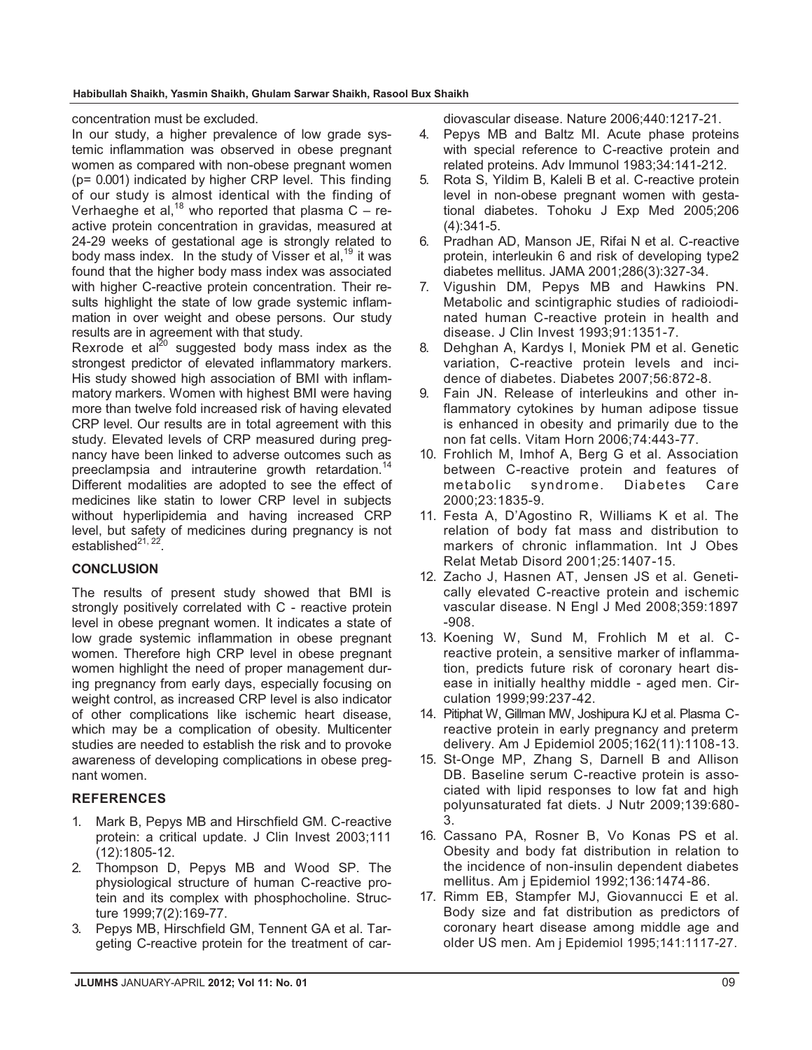concentration must be excluded.

In our study, a higher prevalence of low grade systemic inflammation was observed in obese pregnant women as compared with non-obese pregnant women (p= 0.001) indicated by higher CRP level. This finding of our study is almost identical with the finding of Verhaeghe et al,[18] who reported that plasma C – reactive protein concentration in gravidas, measured at 24-29 weeks of gestational age is strongly related to body mass index. In the study of Visser et al,[19] it was found that the higher body mass index was associated with higher C-reactive protein concentration. Their results highlight the state of low grade systemic inflammation in over weight and obese persons. Our study results are in agreement with that study.

Rexrode et al[20] suggested body mass index as the strongest predictor of elevated inflammatory markers. His study showed high association of BMI with inflammatory markers. Women with highest BMI were having more than twelve fold increased risk of having elevated CRP level. Our results are in total agreement with this study. Elevated levels of CRP measured during pregnancy have been linked to adverse outcomes such as preeclampsia and intrauterine growth retardation.[14] Different modalities are adopted to see the effect of medicines like statin to lower CRP level in subjects without hyperlipidemia and having increased CRP level, but safety of medicines during pregnancy is not established[21, 22].

## CONCLUSION

The results of present study showed that BMI is strongly positively correlated with C - reactive protein level in obese pregnant women. It indicates a state of low grade systemic inflammation in obese pregnant women. Therefore high CRP level in obese pregnant women highlight the need of proper management during pregnancy from early days, especially focusing on weight control, as increased CRP level is also indicator of other complications like ischemic heart disease, which may be a complication of obesity. Multicenter studies are needed to establish the risk and to provoke awareness of developing complications in obese pregnant women.

## REFERENCES

1. Mark B, Pepys MB and Hirschfield GM. C-reactive protein: a critical update. J Clin Invest 2003;111 (12):1805-12.
2. Thompson D, Pepys MB and Wood SP. The physiological structure of human C-reactive protein and its complex with phosphocholine. Structure 1999;7(2):169-77.
3. Pepys MB, Hirschfield GM, Tennent GA et al. Targeting C-reactive protein for the treatment of cardiovascular disease. Nature 2006;440:1217-21.
4. Pepys MB and Baltz MI. Acute phase proteins with special reference to C-reactive protein and related proteins. Adv Immunol 1983;34:141-212.
5. Rota S, Yildim B, Kaleli B et al. C-reactive protein level in non-obese pregnant women with gestational diabetes. Tohoku J Exp Med 2005;206 (4):341-5.
6. Pradhan AD, Manson JE, Rifai N et al. C-reactive protein, interleukin 6 and risk of developing type2 diabetes mellitus. JAMA 2001;286(3):327-34.
7. Vigushin DM, Pepys MB and Hawkins PN. Metabolic and scintigraphic studies of radioiodinated human C-reactive protein in health and disease. J Clin Invest 1993;91:1351-7.
8. Dehghan A, Kardys I, Moniek PM et al. Genetic variation, C-reactive protein levels and incidence of diabetes. Diabetes 2007;56:872-8.
9. Fain JN. Release of interleukins and other inflammatory cytokines by human adipose tissue is enhanced in obesity and primarily due to the non fat cells. Vitam Horn 2006;74:443-77.
10. Frohlich M, Imhof A, Berg G et al. Association between C-reactive protein and features of metabolic syndrome. Diabetes Care 2000;23:1835-9.
11. Festa A, D'Agostino R, Williams K et al. The relation of body fat mass and distribution to markers of chronic inflammation. Int J Obes Relat Metab Disord 2001;25:1407-15.
12. Zacho J, Hasnen AT, Jensen JS et al. Genetically elevated C-reactive protein and ischemic vascular disease. N Engl J Med 2008;359:1897 -908.
13. Koening W, Sund M, Frohlich M et al. C-reactive protein, a sensitive marker of inflammation, predicts future risk of coronary heart disease in initially healthy middle - aged men. Circulation 1999;99:237-42.
14. Pitiphat W, Gillman MW, Joshipura KJ et al. Plasma C-reactive protein in early pregnancy and preterm delivery. Am J Epidemiol 2005;162(11):1108-13.
15. St-Onge MP, Zhang S, Darnell B and Allison DB. Baseline serum C-reactive protein is associated with lipid responses to low fat and high polyunsaturated fat diets. J Nutr 2009;139:680-3.
16. Cassano PA, Rosner B, Vo Konas PS et al. Obesity and body fat distribution in relation to the incidence of non-insulin dependent diabetes mellitus. Am j Epidemiol 1992;136:1474-86.
17. Rimm EB, Stampfer MJ, Giovannucci E et al. Body size and fat distribution as predictors of coronary heart disease among middle age and older US men. Am j Epidemiol 1995;141:1117-27.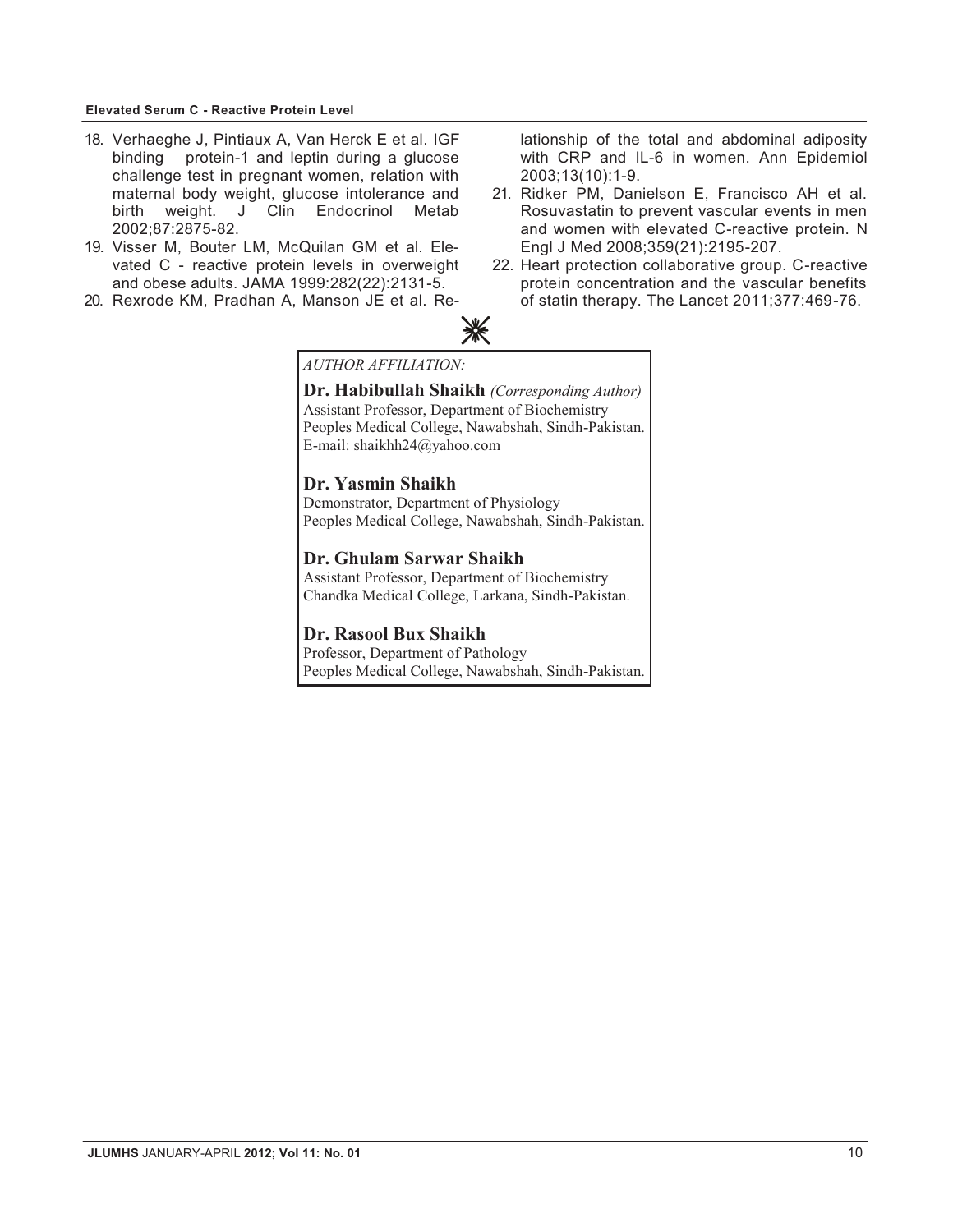18. Verhaeghe J, Pintiaux A, Van Herck E et al. IGF binding protein-1 and leptin during a glucose challenge test in pregnant women, relation with maternal body weight, glucose intolerance and birth weight. J Clin Endocrinol Metab 2002;87:2875-82.
19. Visser M, Bouter LM, McQuilan GM et al. Elevated C - reactive protein levels in overweight and obese adults. JAMA 1999:282(22):2131-5.
20. Rexrode KM, Pradhan A, Manson JE et al. Relationship of the total and abdominal adiposity with CRP and IL-6 in women. Ann Epidemiol 2003;13(10):1-9.
21. Ridker PM, Danielson E, Francisco AH et al. Rosuvastatin to prevent vascular events in men and women with elevated C-reactive protein. N Engl J Med 2008;359(21):2195-207.
22. Heart protection collaborative group. C-reactive protein concentration and the vascular benefits of statin therapy. The Lancet 2011;377:469-76.

*AUTHOR AFFILIATION:*

**Dr. Habibullah Shaikh** *(Corresponding Author)*
Assistant Professor, Department of Biochemistry
Peoples Medical College, Nawabshah, Sindh-Pakistan.
E-mail: shaikhh24@yahoo.com

**Dr. Yasmin Shaikh**
Demonstrator, Department of Physiology
Peoples Medical College, Nawabshah, Sindh-Pakistan.

**Dr. Ghulam Sarwar Shaikh**
Assistant Professor, Department of Biochemistry
Chandka Medical College, Larkana, Sindh-Pakistan.

**Dr. Rasool Bux Shaikh**
Professor, Department of Pathology
Peoples Medical College, Nawabshah, Sindh-Pakistan.